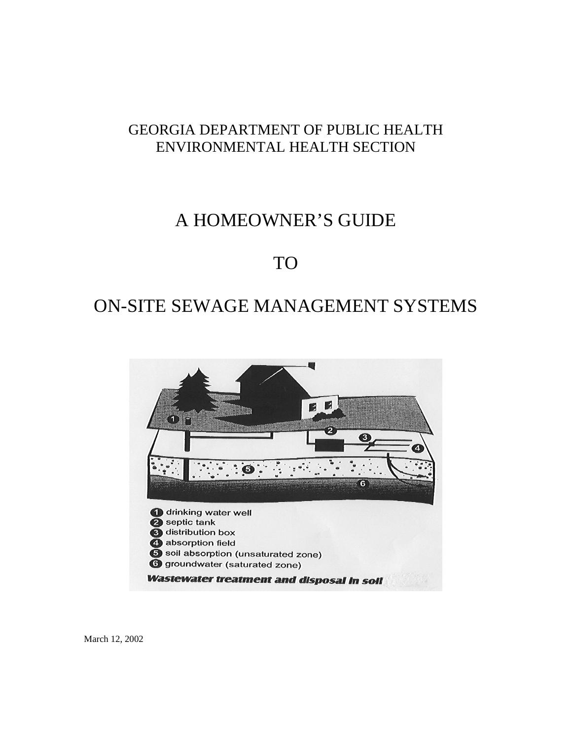GEORGIA DEPARTMENT OF PUBLIC HEALTH
ENVIRONMENTAL HEALTH SECTION

# A HOMEOWNER'S GUIDE

# TO

# ON-SITE SEWAGE MANAGEMENT SYSTEMS

1. drinking water well
2. septic tank
3. distribution box
4. absorption field
5. soil absorption (unsaturated zone)
6. groundwater (saturated zone)

***Wastewater treatment and disposal in soil***

March 12, 2002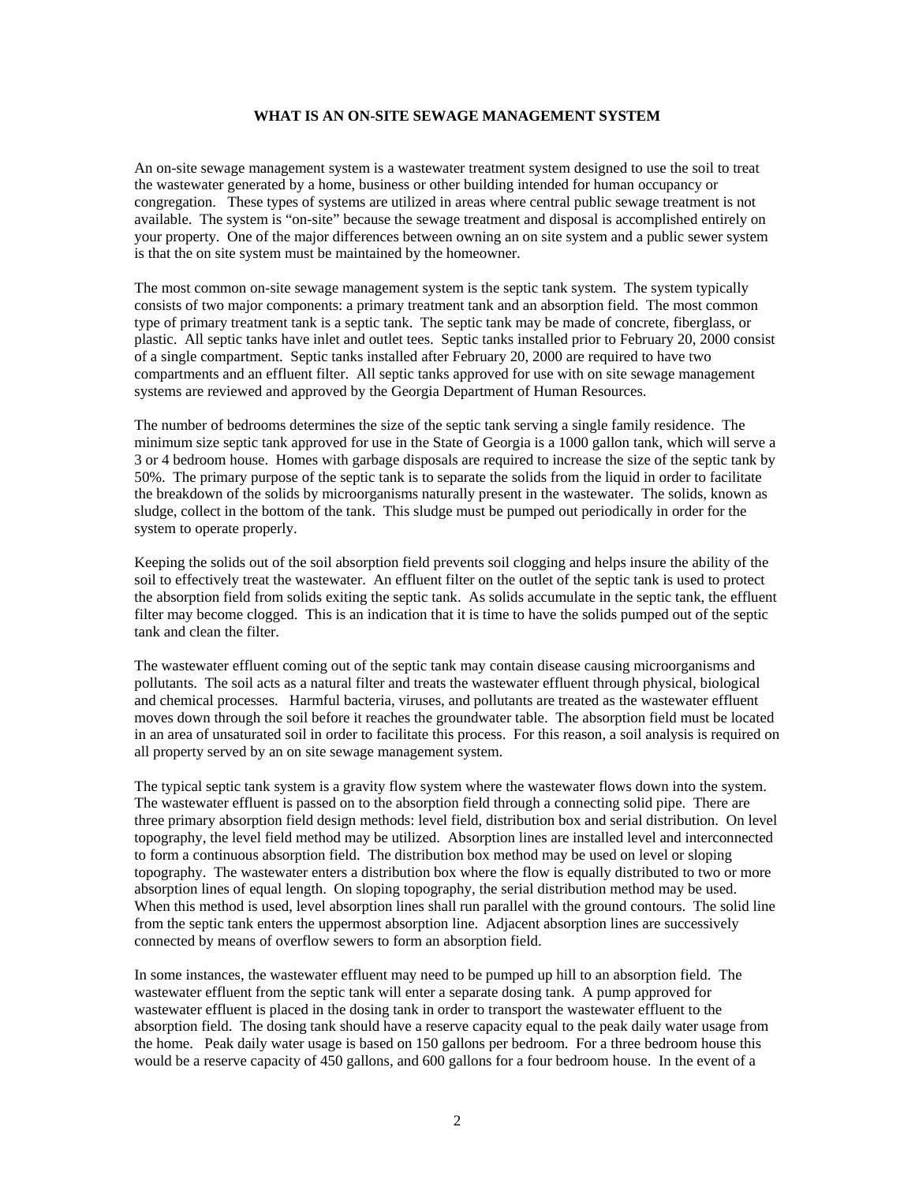# WHAT IS AN ON-SITE SEWAGE MANAGEMENT SYSTEM

An on-site sewage management system is a wastewater treatment system designed to use the soil to treat the wastewater generated by a home, business or other building intended for human occupancy or congregation. These types of systems are utilized in areas where central public sewage treatment is not available. The system is "on-site" because the sewage treatment and disposal is accomplished entirely on your property. One of the major differences between owning an on site system and a public sewer system is that the on site system must be maintained by the homeowner.

The most common on-site sewage management system is the septic tank system. The system typically consists of two major components: a primary treatment tank and an absorption field. The most common type of primary treatment tank is a septic tank. The septic tank may be made of concrete, fiberglass, or plastic. All septic tanks have inlet and outlet tees. Septic tanks installed prior to February 20, 2000 consist of a single compartment. Septic tanks installed after February 20, 2000 are required to have two compartments and an effluent filter. All septic tanks approved for use with on site sewage management systems are reviewed and approved by the Georgia Department of Human Resources.

The number of bedrooms determines the size of the septic tank serving a single family residence. The minimum size septic tank approved for use in the State of Georgia is a 1000 gallon tank, which will serve a 3 or 4 bedroom house. Homes with garbage disposals are required to increase the size of the septic tank by 50%. The primary purpose of the septic tank is to separate the solids from the liquid in order to facilitate the breakdown of the solids by microorganisms naturally present in the wastewater. The solids, known as sludge, collect in the bottom of the tank. This sludge must be pumped out periodically in order for the system to operate properly.

Keeping the solids out of the soil absorption field prevents soil clogging and helps insure the ability of the soil to effectively treat the wastewater. An effluent filter on the outlet of the septic tank is used to protect the absorption field from solids exiting the septic tank. As solids accumulate in the septic tank, the effluent filter may become clogged. This is an indication that it is time to have the solids pumped out of the septic tank and clean the filter.

The wastewater effluent coming out of the septic tank may contain disease causing microorganisms and pollutants. The soil acts as a natural filter and treats the wastewater effluent through physical, biological and chemical processes. Harmful bacteria, viruses, and pollutants are treated as the wastewater effluent moves down through the soil before it reaches the groundwater table. The absorption field must be located in an area of unsaturated soil in order to facilitate this process. For this reason, a soil analysis is required on all property served by an on site sewage management system.

The typical septic tank system is a gravity flow system where the wastewater flows down into the system. The wastewater effluent is passed on to the absorption field through a connecting solid pipe. There are three primary absorption field design methods: level field, distribution box and serial distribution. On level topography, the level field method may be utilized. Absorption lines are installed level and interconnected to form a continuous absorption field. The distribution box method may be used on level or sloping topography. The wastewater enters a distribution box where the flow is equally distributed to two or more absorption lines of equal length. On sloping topography, the serial distribution method may be used. When this method is used, level absorption lines shall run parallel with the ground contours. The solid line from the septic tank enters the uppermost absorption line. Adjacent absorption lines are successively connected by means of overflow sewers to form an absorption field.

In some instances, the wastewater effluent may need to be pumped up hill to an absorption field. The wastewater effluent from the septic tank will enter a separate dosing tank. A pump approved for wastewater effluent is placed in the dosing tank in order to transport the wastewater effluent to the absorption field. The dosing tank should have a reserve capacity equal to the peak daily water usage from the home. Peak daily water usage is based on 150 gallons per bedroom. For a three bedroom house this would be a reserve capacity of 450 gallons, and 600 gallons for a four bedroom house. In the event of a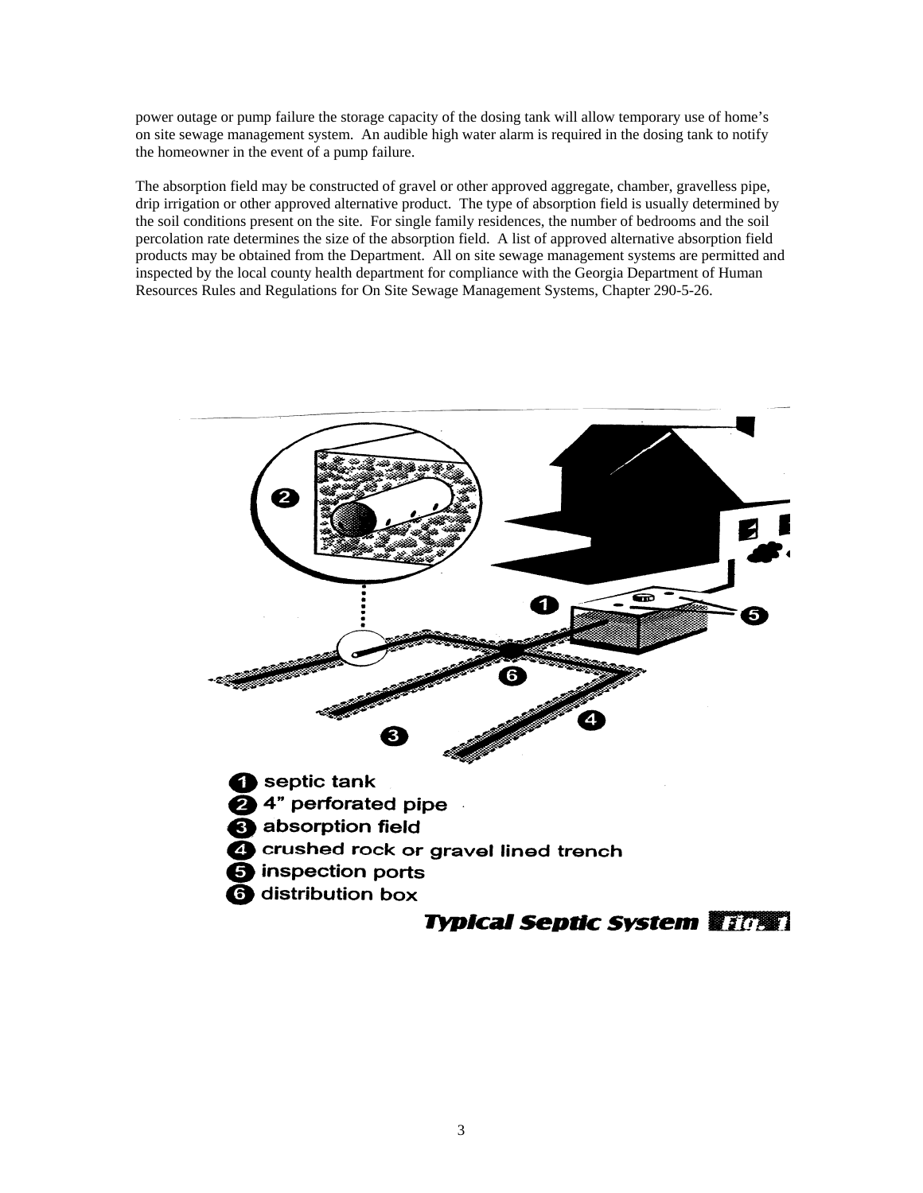power outage or pump failure the storage capacity of the dosing tank will allow temporary use of home's on site sewage management system. An audible high water alarm is required in the dosing tank to notify the homeowner in the event of a pump failure.

The absorption field may be constructed of gravel or other approved aggregate, chamber, gravelless pipe, drip irrigation or other approved alternative product. The type of absorption field is usually determined by the soil conditions present on the site. For single family residences, the number of bedrooms and the soil percolation rate determines the size of the absorption field. A list of approved alternative absorption field products may be obtained from the Department. All on site sewage management systems are permitted and inspected by the local county health department for compliance with the Georgia Department of Human Resources Rules and Regulations for On Site Sewage Management Systems, Chapter 290-5-26.

1. septic tank
2. 4" perforated pipe
3. absorption field
4. crushed rock or gravel lined trench
5. inspection ports
6. distribution box

**Typical Septic System Fig. 1**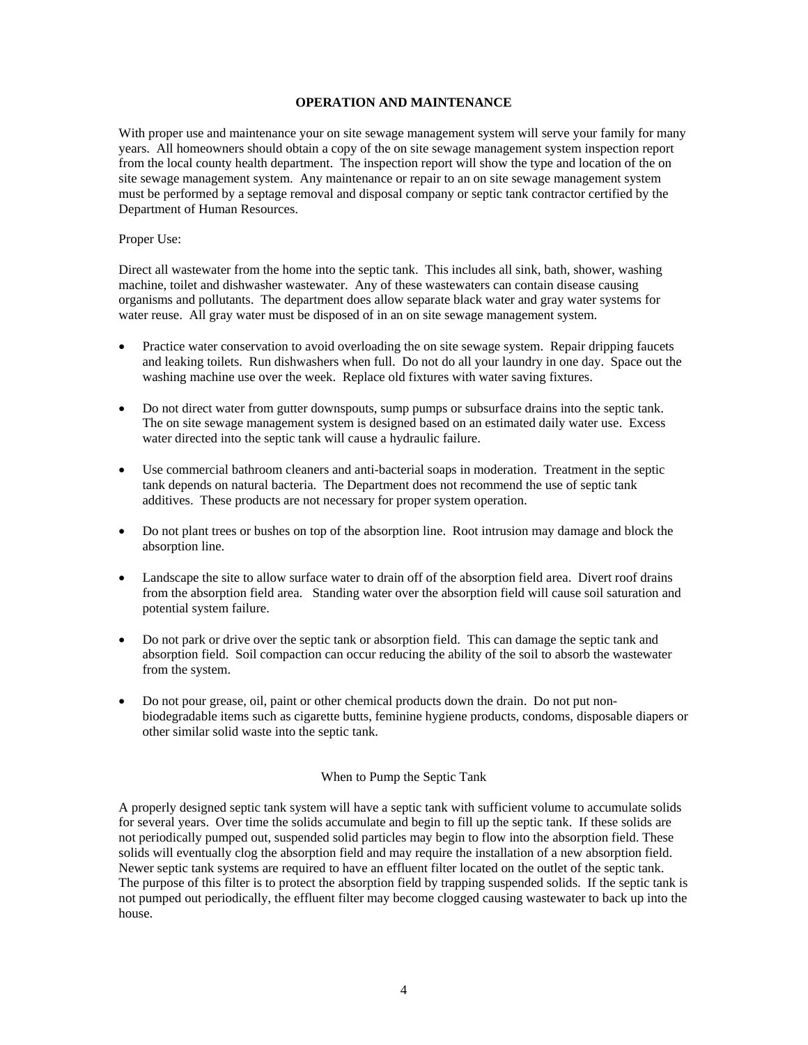## OPERATION AND MAINTENANCE

With proper use and maintenance your on site sewage management system will serve your family for many years. All homeowners should obtain a copy of the on site sewage management system inspection report from the local county health department. The inspection report will show the type and location of the on site sewage management system. Any maintenance or repair to an on site sewage management system must be performed by a septage removal and disposal company or septic tank contractor certified by the Department of Human Resources.

Proper Use:

Direct all wastewater from the home into the septic tank. This includes all sink, bath, shower, washing machine, toilet and dishwasher wastewater. Any of these wastewaters can contain disease causing organisms and pollutants. The department does allow separate black water and gray water systems for water reuse. All gray water must be disposed of in an on site sewage management system.

- Practice water conservation to avoid overloading the on site sewage system. Repair dripping faucets and leaking toilets. Run dishwashers when full. Do not do all your laundry in one day. Space out the washing machine use over the week. Replace old fixtures with water saving fixtures.
- Do not direct water from gutter downspouts, sump pumps or subsurface drains into the septic tank. The on site sewage management system is designed based on an estimated daily water use. Excess water directed into the septic tank will cause a hydraulic failure.
- Use commercial bathroom cleaners and anti-bacterial soaps in moderation. Treatment in the septic tank depends on natural bacteria. The Department does not recommend the use of septic tank additives. These products are not necessary for proper system operation.
- Do not plant trees or bushes on top of the absorption line. Root intrusion may damage and block the absorption line.
- Landscape the site to allow surface water to drain off of the absorption field area. Divert roof drains from the absorption field area. Standing water over the absorption field will cause soil saturation and potential system failure.
- Do not park or drive over the septic tank or absorption field. This can damage the septic tank and absorption field. Soil compaction can occur reducing the ability of the soil to absorb the wastewater from the system.
- Do not pour grease, oil, paint or other chemical products down the drain. Do not put non-biodegradable items such as cigarette butts, feminine hygiene products, condoms, disposable diapers or other similar solid waste into the septic tank.

### When to Pump the Septic Tank

A properly designed septic tank system will have a septic tank with sufficient volume to accumulate solids for several years. Over time the solids accumulate and begin to fill up the septic tank. If these solids are not periodically pumped out, suspended solid particles may begin to flow into the absorption field. These solids will eventually clog the absorption field and may require the installation of a new absorption field. Newer septic tank systems are required to have an effluent filter located on the outlet of the septic tank. The purpose of this filter is to protect the absorption field by trapping suspended solids. If the septic tank is not pumped out periodically, the effluent filter may become clogged causing wastewater to back up into the house.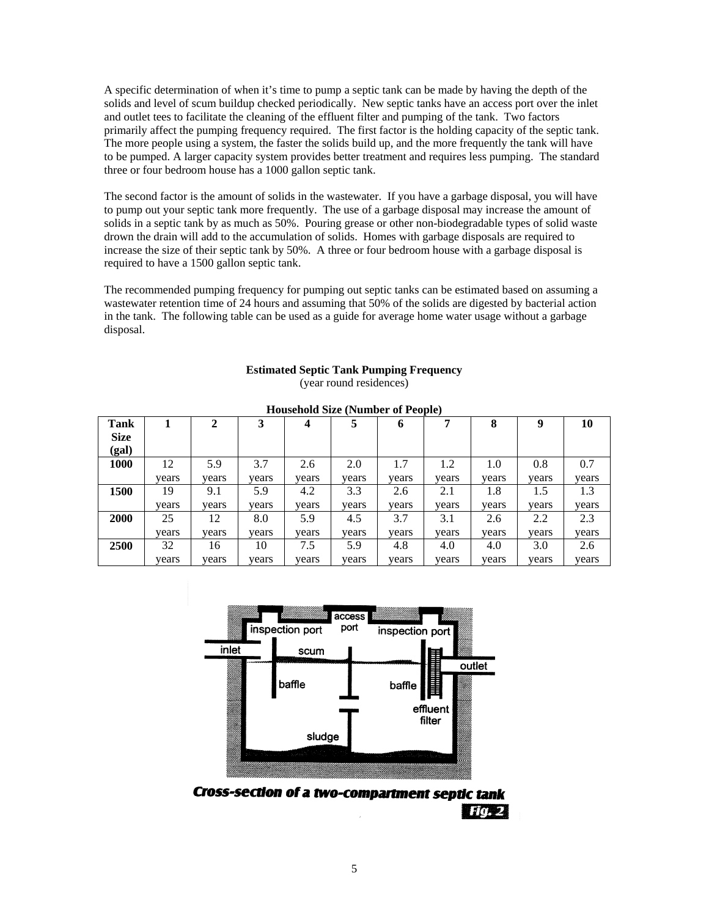A specific determination of when it's time to pump a septic tank can be made by having the depth of the solids and level of scum buildup checked periodically. New septic tanks have an access port over the inlet and outlet tees to facilitate the cleaning of the effluent filter and pumping of the tank. Two factors primarily affect the pumping frequency required. The first factor is the holding capacity of the septic tank. The more people using a system, the faster the solids build up, and the more frequently the tank will have to be pumped. A larger capacity system provides better treatment and requires less pumping. The standard three or four bedroom house has a 1000 gallon septic tank.

The second factor is the amount of solids in the wastewater. If you have a garbage disposal, you will have to pump out your septic tank more frequently. The use of a garbage disposal may increase the amount of solids in a septic tank by as much as 50%. Pouring grease or other non-biodegradable types of solid waste drown the drain will add to the accumulation of solids. Homes with garbage disposals are required to increase the size of their septic tank by 50%. A three or four bedroom house with a garbage disposal is required to have a 1500 gallon septic tank.

The recommended pumping frequency for pumping out septic tanks can be estimated based on assuming a wastewater retention time of 24 hours and assuming that 50% of the solids are digested by bacterial action in the tank. The following table can be used as a guide for average home water usage without a garbage disposal.

**Estimated Septic Tank Pumping Frequency**
(year round residences)

**Household Size (Number of People)**

| Tank Size (gal) | 1 | 2 | 3 | 4 | 5 | 6 | 7 | 8 | 9 | 10 |
|---|---|---|---|---|---|---|---|---|---|---|
| **1000** | 12 years | 5.9 years | 3.7 years | 2.6 years | 2.0 years | 1.7 years | 1.2 years | 1.0 years | 0.8 years | 0.7 years |
| **1500** | 19 years | 9.1 years | 5.9 years | 4.2 years | 3.3 years | 2.6 years | 2.1 years | 1.8 years | 1.5 years | 1.3 years |
| **2000** | 25 years | 12 years | 8.0 years | 5.9 years | 4.5 years | 3.7 years | 3.1 years | 2.6 years | 2.2 years | 2.3 years |
| **2500** | 32 years | 16 years | 10 years | 7.5 years | 5.9 years | 4.8 years | 4.0 years | 4.0 years | 3.0 years | 2.6 years |

***Cross-section of a two-compartment septic tank***
**Fig. 2**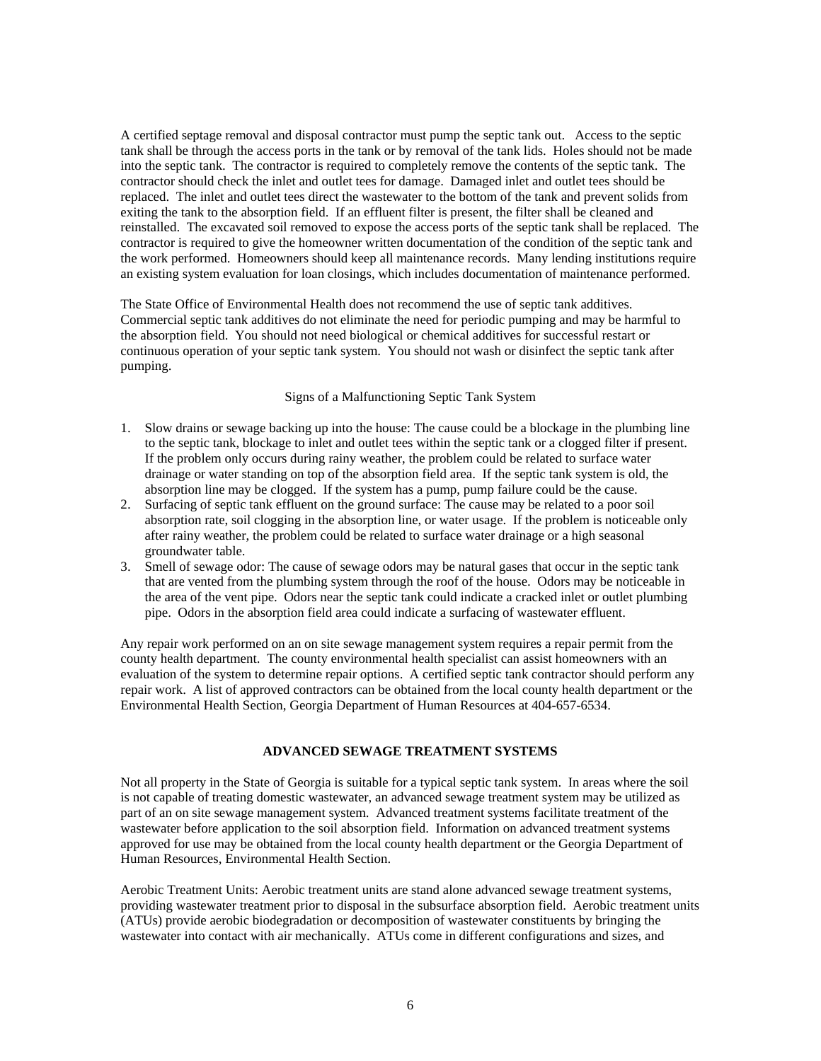A certified septage removal and disposal contractor must pump the septic tank out. Access to the septic tank shall be through the access ports in the tank or by removal of the tank lids. Holes should not be made into the septic tank. The contractor is required to completely remove the contents of the septic tank. The contractor should check the inlet and outlet tees for damage. Damaged inlet and outlet tees should be replaced. The inlet and outlet tees direct the wastewater to the bottom of the tank and prevent solids from exiting the tank to the absorption field. If an effluent filter is present, the filter shall be cleaned and reinstalled. The excavated soil removed to expose the access ports of the septic tank shall be replaced. The contractor is required to give the homeowner written documentation of the condition of the septic tank and the work performed. Homeowners should keep all maintenance records. Many lending institutions require an existing system evaluation for loan closings, which includes documentation of maintenance performed.

The State Office of Environmental Health does not recommend the use of septic tank additives. Commercial septic tank additives do not eliminate the need for periodic pumping and may be harmful to the absorption field. You should not need biological or chemical additives for successful restart or continuous operation of your septic tank system. You should not wash or disinfect the septic tank after pumping.

Signs of a Malfunctioning Septic Tank System

1. Slow drains or sewage backing up into the house: The cause could be a blockage in the plumbing line to the septic tank, blockage to inlet and outlet tees within the septic tank or a clogged filter if present. If the problem only occurs during rainy weather, the problem could be related to surface water drainage or water standing on top of the absorption field area. If the septic tank system is old, the absorption line may be clogged. If the system has a pump, pump failure could be the cause.
2. Surfacing of septic tank effluent on the ground surface: The cause may be related to a poor soil absorption rate, soil clogging in the absorption line, or water usage. If the problem is noticeable only after rainy weather, the problem could be related to surface water drainage or a high seasonal groundwater table.
3. Smell of sewage odor: The cause of sewage odors may be natural gases that occur in the septic tank that are vented from the plumbing system through the roof of the house. Odors may be noticeable in the area of the vent pipe. Odors near the septic tank could indicate a cracked inlet or outlet plumbing pipe. Odors in the absorption field area could indicate a surfacing of wastewater effluent.

Any repair work performed on an on site sewage management system requires a repair permit from the county health department. The county environmental health specialist can assist homeowners with an evaluation of the system to determine repair options. A certified septic tank contractor should perform any repair work. A list of approved contractors can be obtained from the local county health department or the Environmental Health Section, Georgia Department of Human Resources at 404-657-6534.

## ADVANCED SEWAGE TREATMENT SYSTEMS

Not all property in the State of Georgia is suitable for a typical septic tank system. In areas where the soil is not capable of treating domestic wastewater, an advanced sewage treatment system may be utilized as part of an on site sewage management system. Advanced treatment systems facilitate treatment of the wastewater before application to the soil absorption field. Information on advanced treatment systems approved for use may be obtained from the local county health department or the Georgia Department of Human Resources, Environmental Health Section.

Aerobic Treatment Units: Aerobic treatment units are stand alone advanced sewage treatment systems, providing wastewater treatment prior to disposal in the subsurface absorption field. Aerobic treatment units (ATUs) provide aerobic biodegradation or decomposition of wastewater constituents by bringing the wastewater into contact with air mechanically. ATUs come in different configurations and sizes, and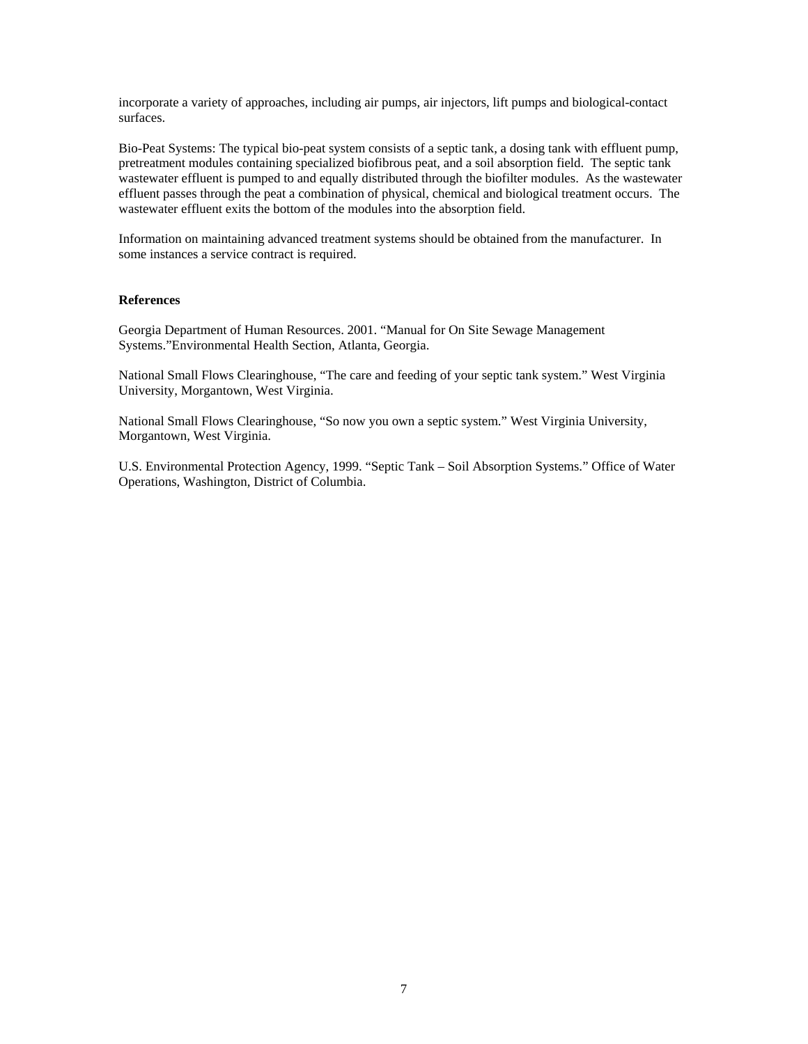incorporate a variety of approaches, including air pumps, air injectors, lift pumps and biological-contact surfaces.

Bio-Peat Systems: The typical bio-peat system consists of a septic tank, a dosing tank with effluent pump, pretreatment modules containing specialized biofibrous peat, and a soil absorption field. The septic tank wastewater effluent is pumped to and equally distributed through the biofilter modules. As the wastewater effluent passes through the peat a combination of physical, chemical and biological treatment occurs. The wastewater effluent exits the bottom of the modules into the absorption field.

Information on maintaining advanced treatment systems should be obtained from the manufacturer. In some instances a service contract is required.

**References**

Georgia Department of Human Resources. 2001. "Manual for On Site Sewage Management Systems."Environmental Health Section, Atlanta, Georgia.

National Small Flows Clearinghouse, "The care and feeding of your septic tank system." West Virginia University, Morgantown, West Virginia.

National Small Flows Clearinghouse, "So now you own a septic system." West Virginia University, Morgantown, West Virginia.

U.S. Environmental Protection Agency, 1999. "Septic Tank – Soil Absorption Systems." Office of Water Operations, Washington, District of Columbia.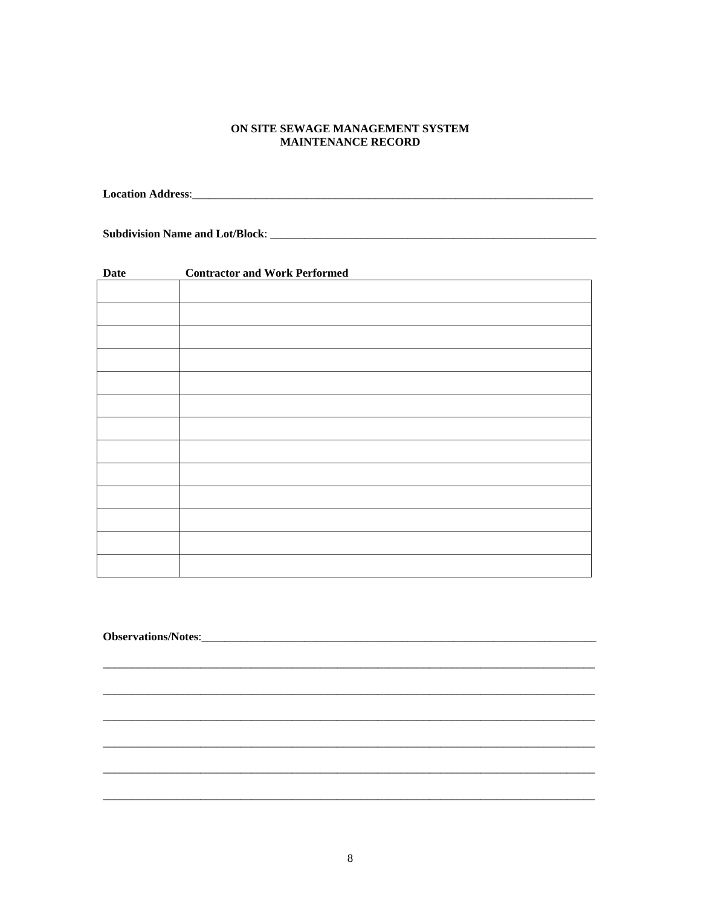**ON SITE SEWAGE MANAGEMENT SYSTEM**
**MAINTENANCE RECORD**

**Location Address**:___________________________________________________________________________

**Subdivision Name and Lot/Block**: ___________________________________________________________

| **Date** | **Contractor and Work Performed** |
|---|---|
| | |
| | |
| | |
| | |
| | |
| | |
| | |
| | |
| | |
| | |
| | |
| | |
| | |

**Observations/Notes**:_________________________________________________________________________

_____________________________________________________________________________________________

_____________________________________________________________________________________________

_____________________________________________________________________________________________

_____________________________________________________________________________________________

_____________________________________________________________________________________________

_____________________________________________________________________________________________